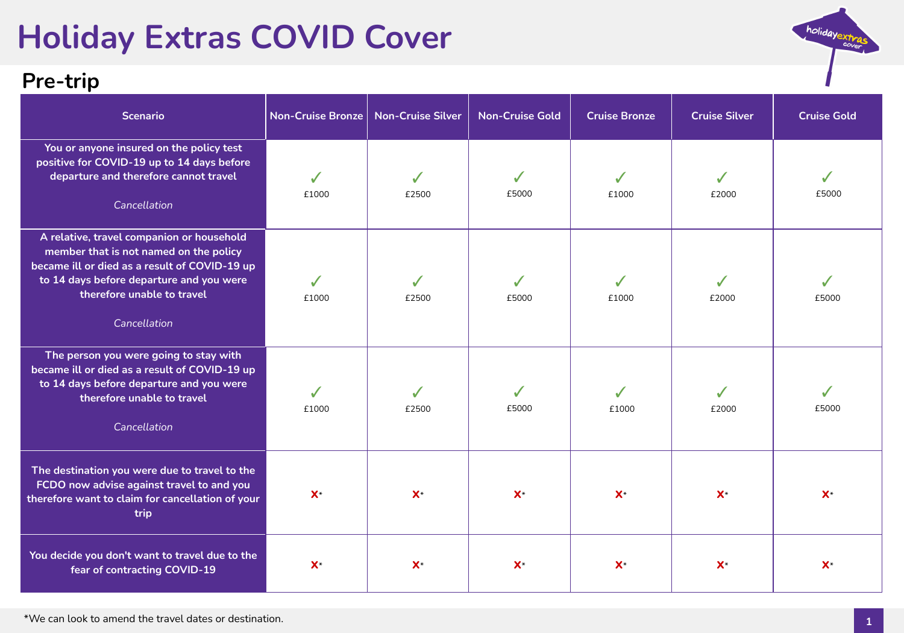# Holiday Extras COVID Cover

## Pre-trip

| Scenario | Non-Cruise Bronze | Non-Cruise Silver | Non-Cruise Gold | Cruise Bronze | Cruise Silver | Cruise Gold |
|---|---|---|---|---|---|---|
| You or anyone insured on the policy test positive for COVID-19 up to 14 days before departure and therefore cannot travel *Cancellation* | ✓ £1000 | ✓ £2500 | ✓ £5000 | ✓ £1000 | ✓ £2000 | ✓ £5000 |
| A relative, travel companion or household member that is not named on the policy became ill or died as a result of COVID-19 up to 14 days before departure and you were therefore unable to travel *Cancellation* | ✓ £1000 | ✓ £2500 | ✓ £5000 | ✓ £1000 | ✓ £2000 | ✓ £5000 |
| The person you were going to stay with became ill or died as a result of COVID-19 up to 14 days before departure and you were therefore unable to travel *Cancellation* | ✓ £1000 | ✓ £2500 | ✓ £5000 | ✓ £1000 | ✓ £2000 | ✓ £5000 |
| The destination you were due to travel to the FCDO now advise against travel to and you therefore want to claim for cancellation of your trip | ✗* | ✗* | ✗* | ✗* | ✗* | ✗* |
| You decide you don't want to travel due to the fear of contracting COVID-19 | ✗* | ✗* | ✗* | ✗* | ✗* | ✗* |

*We can look to amend the travel dates or destination.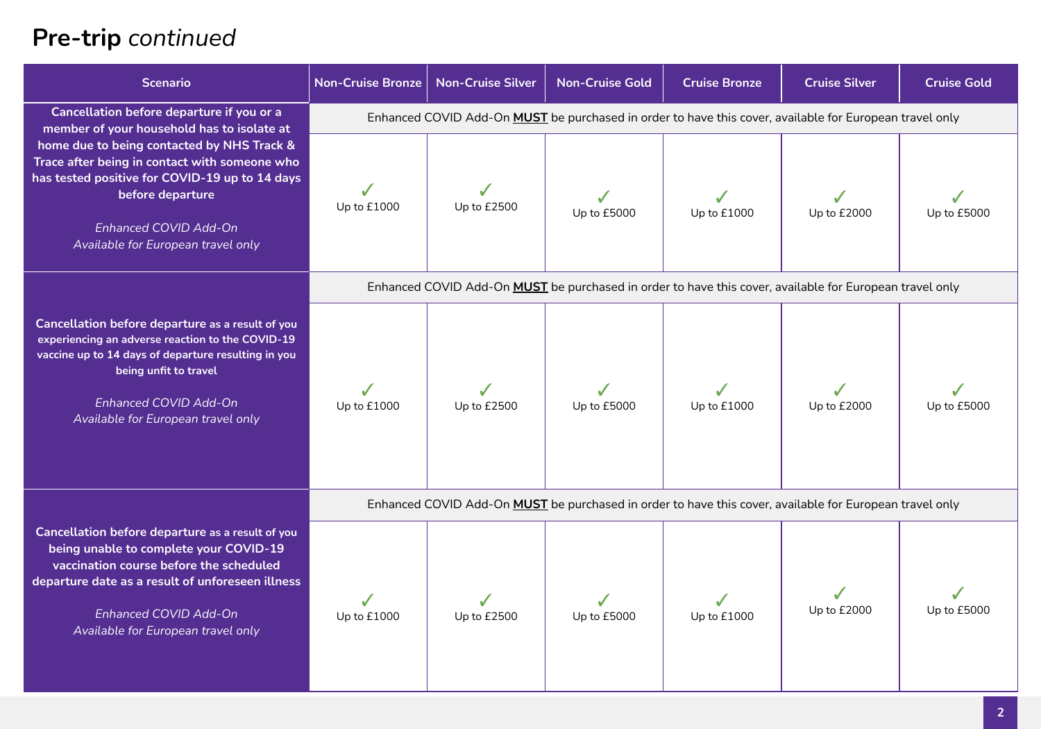# **Pre-trip** *continued*

| Scenario | Non-Cruise Bronze | Non-Cruise Silver | Non-Cruise Gold | Cruise Bronze | Cruise Silver | Cruise Gold |
|---|---|---|---|---|---|---|
| **Cancellation before departure if you or a member of your household has to isolate at home due to being contacted by NHS Track & Trace after being in contact with someone who has tested positive for COVID-19 up to 14 days before departure** <br><br> *Enhanced COVID Add-On Available for European travel only* | Enhanced COVID Add-On **MUST** be purchased in order to have this cover, available for European travel only | | | | | |
| | ✓ Up to £1000 | ✓ Up to £2500 | ✓ Up to £5000 | ✓ Up to £1000 | ✓ Up to £2000 | ✓ Up to £5000 |
| **Cancellation before departure** as a result of you experiencing an adverse reaction to the COVID-19 vaccine up to 14 days of departure resulting in you being unfit to travel <br><br> *Enhanced COVID Add-On Available for European travel only* | Enhanced COVID Add-On **MUST** be purchased in order to have this cover, available for European travel only | | | | | |
| | ✓ Up to £1000 | ✓ Up to £2500 | ✓ Up to £5000 | ✓ Up to £1000 | ✓ Up to £2000 | ✓ Up to £5000 |
| **Cancellation before departure** as a result of you being unable to complete your COVID-19 vaccination course before the scheduled departure date as a result of unforeseen illness <br><br> *Enhanced COVID Add-On Available for European travel only* | Enhanced COVID Add-On **MUST** be purchased in order to have this cover, available for European travel only | | | | | |
| | ✓ Up to £1000 | ✓ Up to £2500 | ✓ Up to £5000 | ✓ Up to £1000 | ✓ Up to £2000 | ✓ Up to £5000 |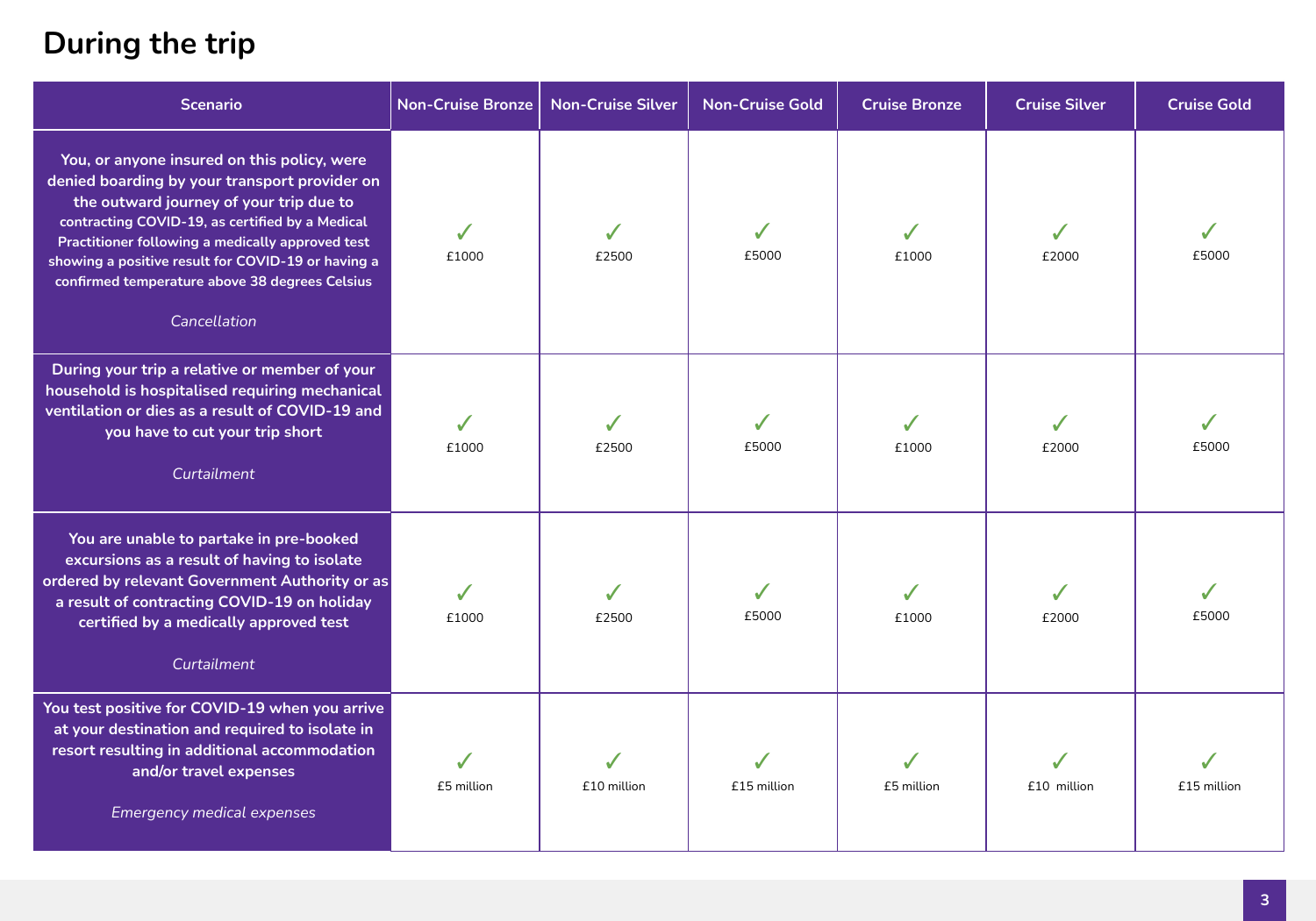## During the trip

| Scenario | Non-Cruise Bronze | Non-Cruise Silver | Non-Cruise Gold | Cruise Bronze | Cruise Silver | Cruise Gold |
|---|---|---|---|---|---|---|
| **You, or anyone insured on this policy, were denied boarding by your transport provider on the outward journey of your trip due to contracting COVID-19, as certified by a Medical Practitioner following a medically approved test showing a positive result for COVID-19 or having a confirmed temperature above 38 degrees Celsius** <br> *Cancellation* | ✓ £1000 | ✓ £2500 | ✓ £5000 | ✓ £1000 | ✓ £2000 | ✓ £5000 |
| **During your trip a relative or member of your household is hospitalised requiring mechanical ventilation or dies as a result of COVID-19 and you have to cut your trip short** <br> *Curtailment* | ✓ £1000 | ✓ £2500 | ✓ £5000 | ✓ £1000 | ✓ £2000 | ✓ £5000 |
| **You are unable to partake in pre-booked excursions as a result of having to isolate ordered by relevant Government Authority or as a result of contracting COVID-19 on holiday certified by a medically approved test** <br> *Curtailment* | ✓ £1000 | ✓ £2500 | ✓ £5000 | ✓ £1000 | ✓ £2000 | ✓ £5000 |
| **You test positive for COVID-19 when you arrive at your destination and required to isolate in resort resulting in additional accommodation and/or travel expenses** <br> *Emergency medical expenses* | ✓ £5 million | ✓ £10 million | ✓ £15 million | ✓ £5 million | ✓ £10 million | ✓ £15 million |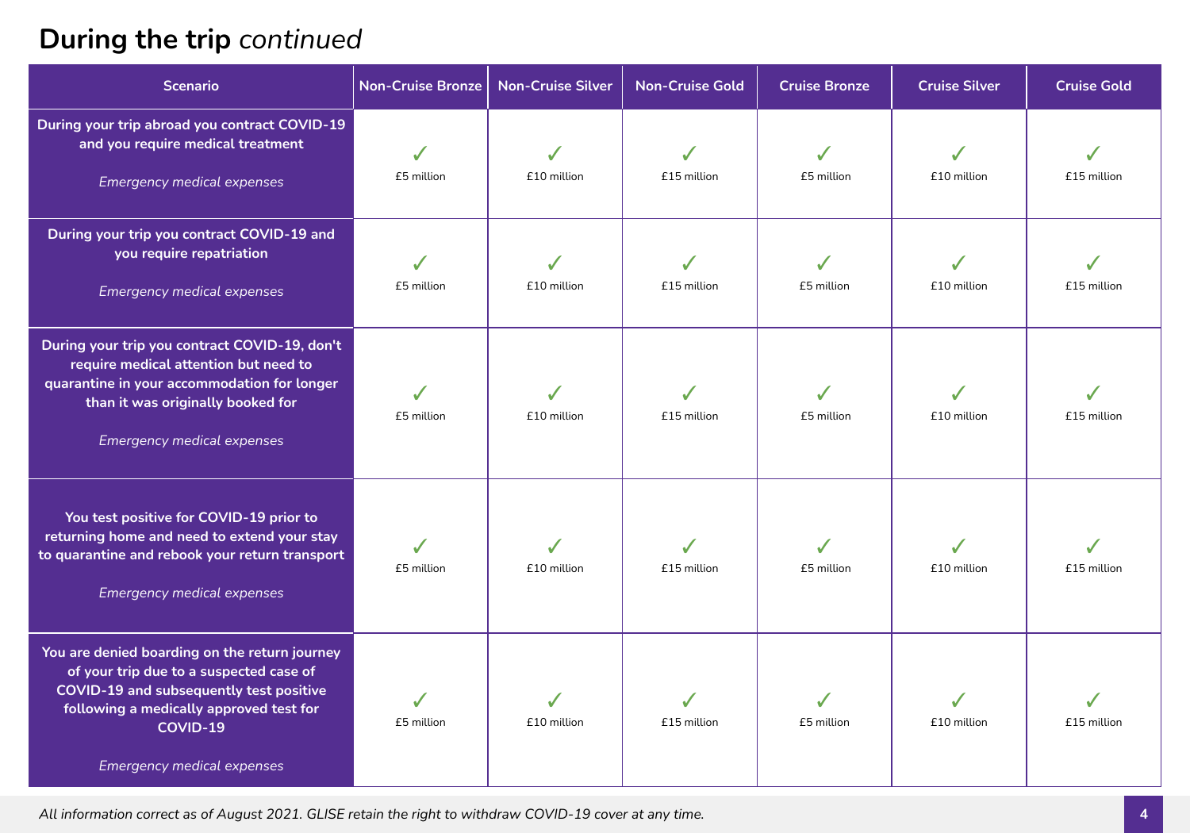## **During the trip** *continued*

| Scenario | Non-Cruise Bronze | Non-Cruise Silver | Non-Cruise Gold | Cruise Bronze | Cruise Silver | Cruise Gold |
|---|---|---|---|---|---|---|
| **During your trip abroad you contract COVID-19 and you require medical treatment**<br><br>*Emergency medical expenses* | ✓<br>£5 million | ✓<br>£10 million | ✓<br>£15 million | ✓<br>£5 million | ✓<br>£10 million | ✓<br>£15 million |
| **During your trip you contract COVID-19 and you require repatriation**<br><br>*Emergency medical expenses* | ✓<br>£5 million | ✓<br>£10 million | ✓<br>£15 million | ✓<br>£5 million | ✓<br>£10 million | ✓<br>£15 million |
| **During your trip you contract COVID-19, don't require medical attention but need to quarantine in your accommodation for longer than it was originally booked for**<br><br>*Emergency medical expenses* | ✓<br>£5 million | ✓<br>£10 million | ✓<br>£15 million | ✓<br>£5 million | ✓<br>£10 million | ✓<br>£15 million |
| **You test positive for COVID-19 prior to returning home and need to extend your stay to quarantine and rebook your return transport**<br><br>*Emergency medical expenses* | ✓<br>£5 million | ✓<br>£10 million | ✓<br>£15 million | ✓<br>£5 million | ✓<br>£10 million | ✓<br>£15 million |
| **You are denied boarding on the return journey of your trip due to a suspected case of COVID-19 and subsequently test positive following a medically approved test for COVID-19**<br><br>*Emergency medical expenses* | ✓<br>£5 million | ✓<br>£10 million | ✓<br>£15 million | ✓<br>£5 million | ✓<br>£10 million | ✓<br>£15 million |

*All information correct as of August 2021. GLISE retain the right to withdraw COVID-19 cover at any time.*